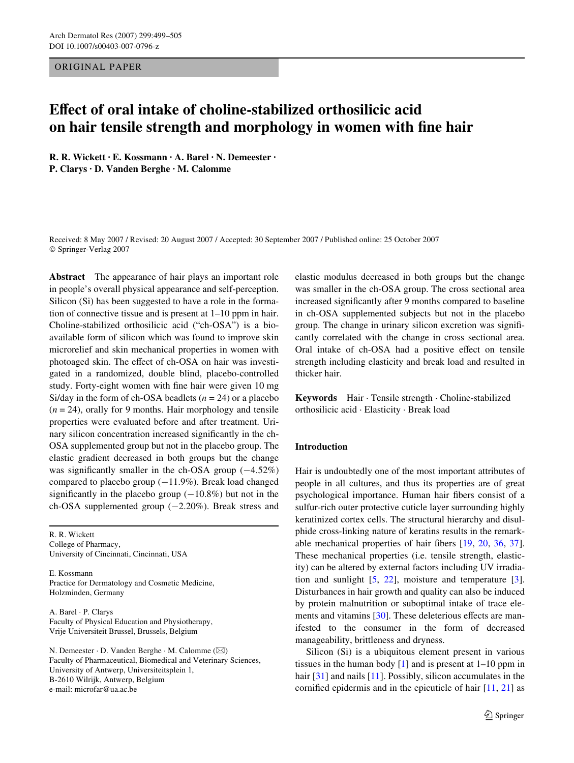ORIGINAL PAPER

# Effect of oral intake of choline-stabilized orthosilicic acid on hair tensile strength and morphology in women with fine hair

**R. R. Wickett · E. Kossmann · A. Barel · N. Demeester · P. Clarys · D. Vanden Berghe · M. Calomme**

Received: 8 May 2007 / Revised: 20 August 2007 / Accepted: 30 September 2007 / Published online: 25 October 2007
© Springer-Verlag 2007

**Abstract** The appearance of hair plays an important role in people's overall physical appearance and self-perception. Silicon (Si) has been suggested to have a role in the formation of connective tissue and is present at 1–10 ppm in hair. Choline-stabilized orthosilicic acid ("ch-OSA") is a bioavailable form of silicon which was found to improve skin microrelief and skin mechanical properties in women with photoaged skin. The effect of ch-OSA on hair was investigated in a randomized, double blind, placebo-controlled study. Forty-eight women with fine hair were given 10 mg Si/day in the form of ch-OSA beadlets ($n = 24$) or a placebo ($n = 24$), orally for 9 months. Hair morphology and tensile properties were evaluated before and after treatment. Urinary silicon concentration increased significantly in the ch-OSA supplemented group but not in the placebo group. The elastic gradient decreased in both groups but the change was significantly smaller in the ch-OSA group (−4.52%) compared to placebo group (−11.9%). Break load changed significantly in the placebo group (−10.8%) but not in the ch-OSA supplemented group (−2.20%). Break stress and elastic modulus decreased in both groups but the change was smaller in the ch-OSA group. The cross sectional area increased significantly after 9 months compared to baseline in ch-OSA supplemented subjects but not in the placebo group. The change in urinary silicon excretion was significantly correlated with the change in cross sectional area. Oral intake of ch-OSA had a positive effect on tensile strength including elasticity and break load and resulted in thicker hair.

**Keywords** Hair · Tensile strength · Choline-stabilized orthosilicic acid · Elasticity · Break load

R. R. Wickett
College of Pharmacy,
University of Cincinnati, Cincinnati, USA

E. Kossmann
Practice for Dermatology and Cosmetic Medicine,
Holzminden, Germany

A. Barel · P. Clarys
Faculty of Physical Education and Physiotherapy,
Vrije Universiteit Brussel, Brussels, Belgium

N. Demeester · D. Vanden Berghe · M. Calomme (✉)
Faculty of Pharmaceutical, Biomedical and Veterinary Sciences,
University of Antwerp, Universiteitsplein 1,
B-2610 Wilrijk, Antwerp, Belgium
e-mail: microfar@ua.ac.be

## Introduction

Hair is undoubtedly one of the most important attributes of people in all cultures, and thus its properties are of great psychological importance. Human hair fibers consist of a sulfur-rich outer protective cuticle layer surrounding highly keratinized cortex cells. The structural hierarchy and disulphide cross-linking nature of keratins results in the remarkable mechanical properties of hair fibers [19, 20, 36, 37]. These mechanical properties (i.e. tensile strength, elasticity) can be altered by external factors including UV irradiation and sunlight [5, 22], moisture and temperature [3]. Disturbances in hair growth and quality can also be induced by protein malnutrition or suboptimal intake of trace elements and vitamins [30]. These deleterious effects are manifested to the consumer in the form of decreased manageability, brittleness and dryness.

Silicon (Si) is a ubiquitous element present in various tissues in the human body [1] and is present at 1–10 ppm in hair [31] and nails [11]. Possibly, silicon accumulates in the cornified epidermis and in the epicuticle of hair [11, 21] as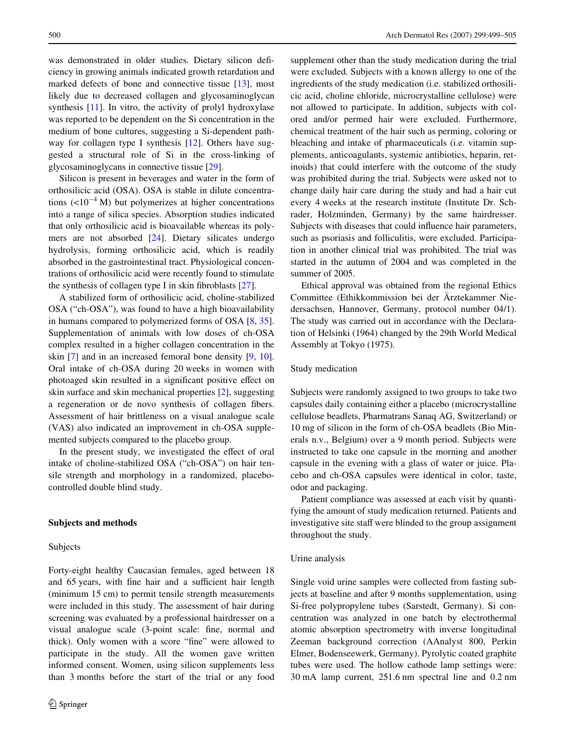was demonstrated in older studies. Dietary silicon deficiency in growing animals indicated growth retardation and marked defects of bone and connective tissue [13], most likely due to decreased collagen and glycosaminoglycan synthesis [11]. In vitro, the activity of prolyl hydroxylase was reported to be dependent on the Si concentration in the medium of bone cultures, suggesting a Si-dependent pathway for collagen type I synthesis [12]. Others have suggested a structural role of Si in the cross-linking of glycosaminoglycans in connective tissue [29].

Silicon is present in beverages and water in the form of orthosilicic acid (OSA). OSA is stable in dilute concentrations ($<10^{-4}$ M) but polymerizes at higher concentrations into a range of silica species. Absorption studies indicated that only orthosilicic acid is bioavailable whereas its polymers are not absorbed [24]. Dietary silicates undergo hydrolysis, forming orthosilicic acid, which is readily absorbed in the gastrointestinal tract. Physiological concentrations of orthosilicic acid were recently found to stimulate the synthesis of collagen type I in skin fibroblasts [27].

A stabilized form of orthosilicic acid, choline-stabilized OSA ("ch-OSA"), was found to have a high bioavailability in humans compared to polymerized forms of OSA [8, 35]. Supplementation of animals with low doses of ch-OSA complex resulted in a higher collagen concentration in the skin [7] and in an increased femoral bone density [9, 10]. Oral intake of ch-OSA during 20 weeks in women with photoaged skin resulted in a significant positive effect on skin surface and skin mechanical properties [2], suggesting a regeneration or de novo synthesis of collagen fibers. Assessment of hair brittleness on a visual analogue scale (VAS) also indicated an improvement in ch-OSA supplemented subjects compared to the placebo group.

In the present study, we investigated the effect of oral intake of choline-stabilized OSA ("ch-OSA") on hair tensile strength and morphology in a randomized, placebo-controlled double blind study.

## Subjects and methods

### Subjects

Forty-eight healthy Caucasian females, aged between 18 and 65 years, with fine hair and a sufficient hair length (minimum 15 cm) to permit tensile strength measurements were included in this study. The assessment of hair during screening was evaluated by a professional hairdresser on a visual analogue scale (3-point scale: fine, normal and thick). Only women with a score "fine" were allowed to participate in the study. All the women gave written informed consent. Women, using silicon supplements less than 3 months before the start of the trial or any food supplement other than the study medication during the trial were excluded. Subjects with a known allergy to one of the ingredients of the study medication (i.e. stabilized orthosilicic acid, choline chloride, microcrystalline cellulose) were not allowed to participate. In addition, subjects with colored and/or permed hair were excluded. Furthermore, chemical treatment of the hair such as perming, coloring or bleaching and intake of pharmaceuticals (i.e. vitamin supplements, anticoagulants, systemic antibiotics, heparin, retinoids) that could interfere with the outcome of the study was prohibited during the trial. Subjects were asked not to change daily hair care during the study and had a hair cut every 4 weeks at the research institute (Institute Dr. Schrader, Holzminden, Germany) by the same hairdresser. Subjects with diseases that could influence hair parameters, such as psoriasis and folliculitis, were excluded. Participation in another clinical trial was prohibited. The trial was started in the autumn of 2004 and was completed in the summer of 2005.

Ethical approval was obtained from the regional Ethics Committee (Ethikkommission bei der Ärztekammer Niedersachsen, Hannover, Germany, protocol number 04/1). The study was carried out in accordance with the Declaration of Helsinki (1964) changed by the 29th World Medical Assembly at Tokyo (1975).

### Study medication

Subjects were randomly assigned to two groups to take two capsules daily containing either a placebo (microcrystalline cellulose beadlets, Pharmatrans Sanaq AG, Switzerland) or 10 mg of silicon in the form of ch-OSA beadlets (Bio Minerals n.v., Belgium) over a 9 month period. Subjects were instructed to take one capsule in the morning and another capsule in the evening with a glass of water or juice. Placebo and ch-OSA capsules were identical in color, taste, odor and packaging.

Patient compliance was assessed at each visit by quantifying the amount of study medication returned. Patients and investigative site staff were blinded to the group assignment throughout the study.

### Urine analysis

Single void urine samples were collected from fasting subjects at baseline and after 9 months supplementation, using Si-free polypropylene tubes (Sarstedt, Germany). Si concentration was analyzed in one batch by electrothermal atomic absorption spectrometry with inverse longitudinal Zeeman background correction (AAnalyst 800, Perkin Elmer, Bodenseewerk, Germany). Pyrolytic coated graphite tubes were used. The hollow cathode lamp settings were: 30 mA lamp current, 251.6 nm spectral line and 0.2 nm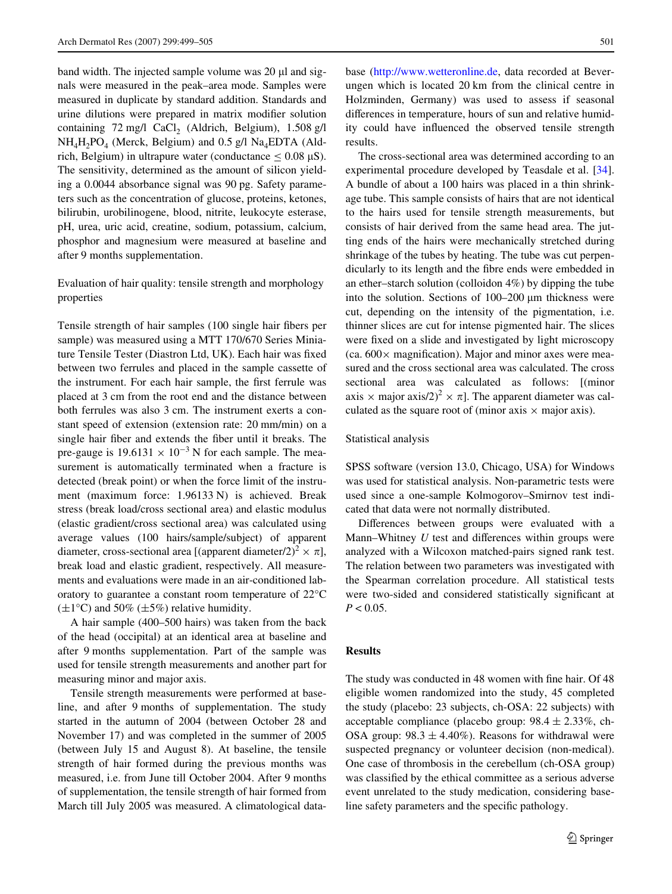band width. The injected sample volume was 20 μl and signals were measured in the peak–area mode. Samples were measured in duplicate by standard addition. Standards and urine dilutions were prepared in matrix modifier solution containing 72 mg/l $CaCl_2$ (Aldrich, Belgium), 1.508 g/l $NH_4H_2PO_4$ (Merck, Belgium) and 0.5 g/l $Na_4$EDTA (Aldrich, Belgium) in ultrapure water (conductance ≤ 0.08 μS). The sensitivity, determined as the amount of silicon yielding a 0.0044 absorbance signal was 90 pg. Safety parameters such as the concentration of glucose, proteins, ketones, bilirubin, urobilinogene, blood, nitrite, leukocyte esterase, pH, urea, uric acid, creatine, sodium, potassium, calcium, phosphor and magnesium were measured at baseline and after 9 months supplementation.

### Evaluation of hair quality: tensile strength and morphology properties

Tensile strength of hair samples (100 single hair fibers per sample) was measured using a MTT 170/670 Series Miniature Tensile Tester (Diastron Ltd, UK). Each hair was fixed between two ferrules and placed in the sample cassette of the instrument. For each hair sample, the first ferrule was placed at 3 cm from the root end and the distance between both ferrules was also 3 cm. The instrument exerts a constant speed of extension (extension rate: 20 mm/min) on a single hair fiber and extends the fiber until it breaks. The pre-gauge is $19.6131 \times 10^{-3}$ N for each sample. The measurement is automatically terminated when a fracture is detected (break point) or when the force limit of the instrument (maximum force: 1.96133 N) is achieved. Break stress (break load/cross sectional area) and elastic modulus (elastic gradient/cross sectional area) was calculated using average values (100 hairs/sample/subject) of apparent diameter, cross-sectional area [$(\text{apparent diameter}/2)^2 \times \pi$], break load and elastic gradient, respectively. All measurements and evaluations were made in an air-conditioned laboratory to guarantee a constant room temperature of 22°C (±1°C) and 50% (±5%) relative humidity.

A hair sample (400–500 hairs) was taken from the back of the head (occipital) at an identical area at baseline and after 9 months supplementation. Part of the sample was used for tensile strength measurements and another part for measuring minor and major axis.

Tensile strength measurements were performed at baseline, and after 9 months of supplementation. The study started in the autumn of 2004 (between October 28 and November 17) and was completed in the summer of 2005 (between July 15 and August 8). At baseline, the tensile strength of hair formed during the previous months was measured, i.e. from June till October 2004. After 9 months of supplementation, the tensile strength of hair formed from March till July 2005 was measured. A climatological database (http://www.wetteronline.de, data recorded at Beverungen which is located 20 km from the clinical centre in Holzminden, Germany) was used to assess if seasonal differences in temperature, hours of sun and relative humidity could have influenced the observed tensile strength results.

The cross-sectional area was determined according to an experimental procedure developed by Teasdale et al. [34]. A bundle of about a 100 hairs was placed in a thin shrinkage tube. This sample consists of hairs that are not identical to the hairs used for tensile strength measurements, but consists of hair derived from the same head area. The jutting ends of the hairs were mechanically stretched during shrinkage of the tubes by heating. The tube was cut perpendicularly to its length and the fibre ends were embedded in an ether–starch solution (colloidon 4%) by dipping the tube into the solution. Sections of 100–200 μm thickness were cut, depending on the intensity of the pigmentation, i.e. thinner slices are cut for intense pigmented hair. The slices were fixed on a slide and investigated by light microscopy (ca. 600× magnification). Major and minor axes were measured and the cross sectional area was calculated. The cross sectional area was calculated as follows: [$(\text{minor axis} \times \text{major axis}/2)^2 \times \pi$]. The apparent diameter was calculated as the square root of (minor axis × major axis).

### Statistical analysis

SPSS software (version 13.0, Chicago, USA) for Windows was used for statistical analysis. Non-parametric tests were used since a one-sample Kolmogorov–Smirnov test indicated that data were not normally distributed.

Differences between groups were evaluated with a Mann–Whitney *U* test and differences within groups were analyzed with a Wilcoxon matched-pairs signed rank test. The relation between two parameters was investigated with the Spearman correlation procedure. All statistical tests were two-sided and considered statistically significant at $P < 0.05$.

## Results

The study was conducted in 48 women with fine hair. Of 48 eligible women randomized into the study, 45 completed the study (placebo: 23 subjects, ch-OSA: 22 subjects) with acceptable compliance (placebo group: 98.4 ± 2.33%, ch-OSA group: 98.3 ± 4.40%). Reasons for withdrawal were suspected pregnancy or volunteer decision (non-medical). One case of thrombosis in the cerebellum (ch-OSA group) was classified by the ethical committee as a serious adverse event unrelated to the study medication, considering baseline safety parameters and the specific pathology.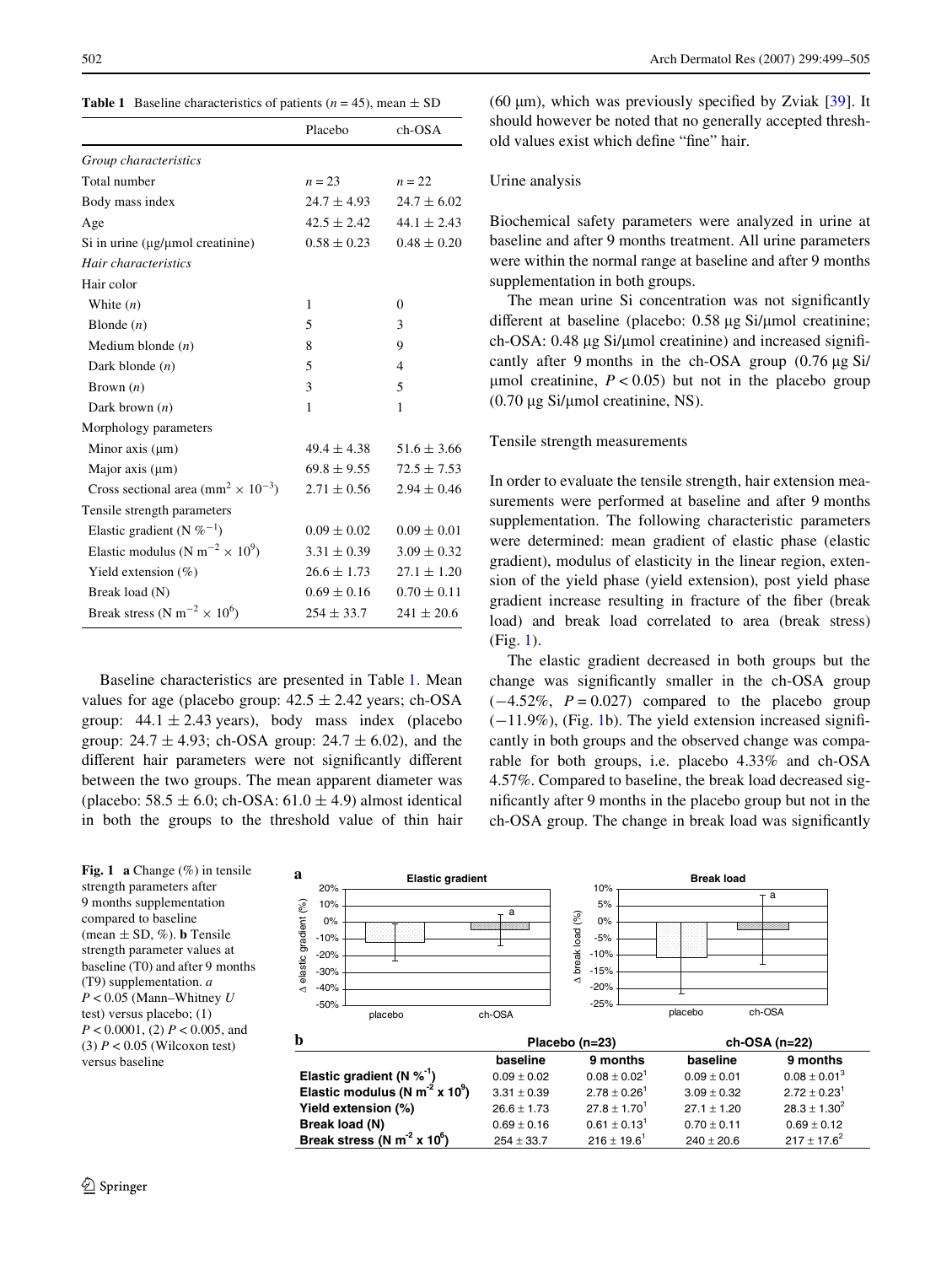**Table 1** Baseline characteristics of patients ($n = 45$), mean ± SD

| | Placebo | ch-OSA |
|---|---|---|
| *Group characteristics* | | |
| Total number | $n = 23$ | $n = 22$ |
| Body mass index | 24.7 ± 4.93 | 24.7 ± 6.02 |
| Age | 42.5 ± 2.42 | 44.1 ± 2.43 |
| Si in urine (µg/µmol creatinine) | 0.58 ± 0.23 | 0.48 ± 0.20 |
| *Hair characteristics* | | |
| Hair color | | |
| White ($n$) | 1 | 0 |
| Blonde ($n$) | 5 | 3 |
| Medium blonde ($n$) | 8 | 9 |
| Dark blonde ($n$) | 5 | 4 |
| Brown ($n$) | 3 | 5 |
| Dark brown ($n$) | 1 | 1 |
| Morphology parameters | | |
| Minor axis (µm) | 49.4 ± 4.38 | 51.6 ± 3.66 |
| Major axis (µm) | 69.8 ± 9.55 | 72.5 ± 7.53 |
| Cross sectional area ($mm^2 \times 10^{-3}$) | 2.71 ± 0.56 | 2.94 ± 0.46 |
| Tensile strength parameters | | |
| Elastic gradient ($N\ \%^{-1}$) | 0.09 ± 0.02 | 0.09 ± 0.01 |
| Elastic modulus ($N\ m^{-2} \times 10^9$) | 3.31 ± 0.39 | 3.09 ± 0.32 |
| Yield extension (%) | 26.6 ± 1.73 | 27.1 ± 1.20 |
| Break load (N) | 0.69 ± 0.16 | 0.70 ± 0.11 |
| Break stress ($N\ m^{-2} \times 10^6$) | 254 ± 33.7 | 241 ± 20.6 |

Baseline characteristics are presented in Table 1. Mean values for age (placebo group: 42.5 ± 2.42 years; ch-OSA group: 44.1 ± 2.43 years), body mass index (placebo group: 24.7 ± 4.93; ch-OSA group: 24.7 ± 6.02), and the different hair parameters were not significantly different between the two groups. The mean apparent diameter was (placebo: 58.5 ± 6.0; ch-OSA: 61.0 ± 4.9) almost identical in both the groups to the threshold value of thin hair (60 µm), which was previously specified by Zviak [39]. It should however be noted that no generally accepted threshold values exist which define "fine" hair.

### Urine analysis

Biochemical safety parameters were analyzed in urine at baseline and after 9 months treatment. All urine parameters were within the normal range at baseline and after 9 months supplementation in both groups.

The mean urine Si concentration was not significantly different at baseline (placebo: 0.58 µg Si/µmol creatinine; ch-OSA: 0.48 µg Si/µmol creatinine) and increased significantly after 9 months in the ch-OSA group (0.76 µg Si/µmol creatinine, $P < 0.05$) but not in the placebo group (0.70 µg Si/µmol creatinine, NS).

### Tensile strength measurements

In order to evaluate the tensile strength, hair extension measurements were performed at baseline and after 9 months supplementation. The following characteristic parameters were determined: mean gradient of elastic phase (elastic gradient), modulus of elasticity in the linear region, extension of the yield phase (yield extension), post yield phase gradient increase resulting in fracture of the fiber (break load) and break load correlated to area (break stress) (Fig. 1).

The elastic gradient decreased in both groups but the change was significantly smaller in the ch-OSA group (−4.52%, $P = 0.027$) compared to the placebo group (−11.9%), (Fig. 1b). The yield extension increased significantly in both groups and the observed change was comparable for both groups, i.e. placebo 4.33% and ch-OSA 4.57%. Compared to baseline, the break load decreased significantly after 9 months in the placebo group but not in the ch-OSA group. The change in break load was significantly

**b**

| | Placebo (n=23) | | ch-OSA (n=22) | |
|---|---|---|---|---|
| | baseline | 9 months | baseline | 9 months |
| **Elastic gradient ($N\ \%^{-1}$)** | 0.09 ± 0.02 | 0.08 ± 0.02[1] | 0.09 ± 0.01 | 0.08 ± 0.01[3] |
| **Elastic modulus ($N\ m^{-2} \times 10^9$)** | 3.31 ± 0.39 | 2.78 ± 0.26[1] | 3.09 ± 0.32 | 2.72 ± 0.23[1] |
| **Yield extension (%)** | 26.6 ± 1.73 | 27.8 ± 1.70[1] | 27.1 ± 1.20 | 28.3 ± 1.30[2] |
| **Break load (N)** | 0.69 ± 0.16 | 0.61 ± 0.13[1] | 0.70 ± 0.11 | 0.69 ± 0.12 |
| **Break stress ($N\ m^{-2} \times 10^6$)** | 254 ± 33.7 | 216 ± 19.6[1] | 240 ± 20.6 | 217 ± 17.6[2] |

**Fig. 1** **a** Change (%) in tensile strength parameters after 9 months supplementation compared to baseline (mean ± SD, %). **b** Tensile strength parameter values at baseline (T0) and after 9 months (T9) supplementation. *a* $P < 0.05$ (Mann–Whitney *U* test) versus placebo; (1) $P < 0.0001$, (2) $P < 0.005$, and (3) $P < 0.05$ (Wilcoxon test) versus baseline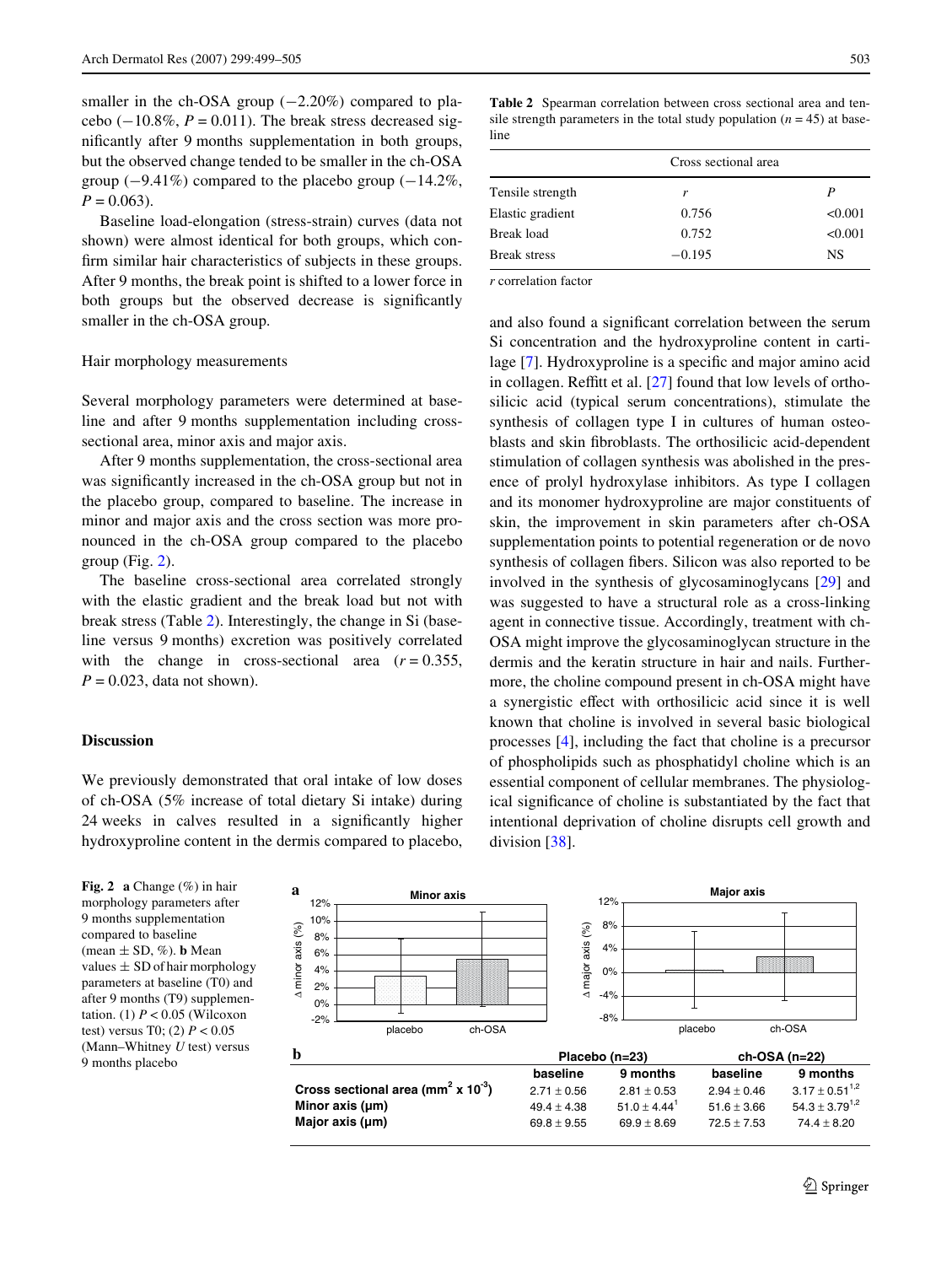smaller in the ch-OSA group (−2.20%) compared to placebo (−10.8%, $P = 0.011$). The break stress decreased significantly after 9 months supplementation in both groups, but the observed change tended to be smaller in the ch-OSA group (−9.41%) compared to the placebo group (−14.2%, $P = 0.063$).

Baseline load-elongation (stress-strain) curves (data not shown) were almost identical for both groups, which confirm similar hair characteristics of subjects in these groups. After 9 months, the break point is shifted to a lower force in both groups but the observed decrease is significantly smaller in the ch-OSA group.

### Hair morphology measurements

Several morphology parameters were determined at baseline and after 9 months supplementation including cross-sectional area, minor axis and major axis.

After 9 months supplementation, the cross-sectional area was significantly increased in the ch-OSA group but not in the placebo group, compared to baseline. The increase in minor and major axis and the cross section was more pronounced in the ch-OSA group compared to the placebo group (Fig. 2).

The baseline cross-sectional area correlated strongly with the elastic gradient and the break load but not with break stress (Table 2). Interestingly, the change in Si (baseline versus 9 months) excretion was positively correlated with the change in cross-sectional area ($r = 0.355$, $P = 0.023$, data not shown).

**Table 2** Spearman correlation between cross sectional area and tensile strength parameters in the total study population ($n = 45$) at baseline

| | Cross sectional area | |
|---|---|---|
| Tensile strength | $r$ | $P$ |
| Elastic gradient | 0.756 | <0.001 |
| Break load | 0.752 | <0.001 |
| Break stress | −0.195 | NS |

$r$ correlation factor

## Discussion

We previously demonstrated that oral intake of low doses of ch-OSA (5% increase of total dietary Si intake) during 24 weeks in calves resulted in a significantly higher hydroxyproline content in the dermis compared to placebo, and also found a significant correlation between the serum Si concentration and the hydroxyproline content in cartilage [7]. Hydroxyproline is a specific and major amino acid in collagen. Reffitt et al. [27] found that low levels of orthosilicic acid (typical serum concentrations), stimulate the synthesis of collagen type I in cultures of human osteoblasts and skin fibroblasts. The orthosilicic acid-dependent stimulation of collagen synthesis was abolished in the presence of prolyl hydroxylase inhibitors. As type I collagen and its monomer hydroxyproline are major constituents of skin, the improvement in skin parameters after ch-OSA supplementation points to potential regeneration or de novo synthesis of collagen fibers. Silicon was also reported to be involved in the synthesis of glycosaminoglycans [29] and was suggested to have a structural role as a cross-linking agent in connective tissue. Accordingly, treatment with ch-OSA might improve the glycosaminoglycan structure in the dermis and the keratin structure in hair and nails. Furthermore, the choline compound present in ch-OSA might have a synergistic effect with orthosilicic acid since it is well known that choline is involved in several basic biological processes [4], including the fact that choline is a precursor of phospholipids such as phosphatidyl choline which is an essential component of cellular membranes. The physiological significance of choline is substantiated by the fact that intentional deprivation of choline disrupts cell growth and division [38].

**Fig. 2** **a** Change (%) in hair morphology parameters after 9 months supplementation compared to baseline (mean ± SD, %). **b** Mean values ± SD of hair morphology parameters at baseline (T0) and after 9 months (T9) supplementation. (1) $P < 0.05$ (Wilcoxon test) versus T0; (2) $P < 0.05$ (Mann–Whitney $U$ test) versus 9 months placebo

**b**

| | Placebo (n=23) | | ch-OSA (n=22) | |
|---|---|---|---|---|
| | baseline | 9 months | baseline | 9 months |
| **Cross sectional area (mm$^2$ x 10$^{-3}$)** | 2.71 ± 0.56 | 2.81 ± 0.53 | 2.94 ± 0.46 | 3.17 ± 0.51[1,2] |
| **Minor axis (µm)** | 49.4 ± 4.38 | 51.0 ± 4.44[1] | 51.6 ± 3.66 | 54.3 ± 3.79[1,2] |
| **Major axis (µm)** | 69.8 ± 9.55 | 69.9 ± 8.69 | 72.5 ± 7.53 | 74.4 ± 8.20 |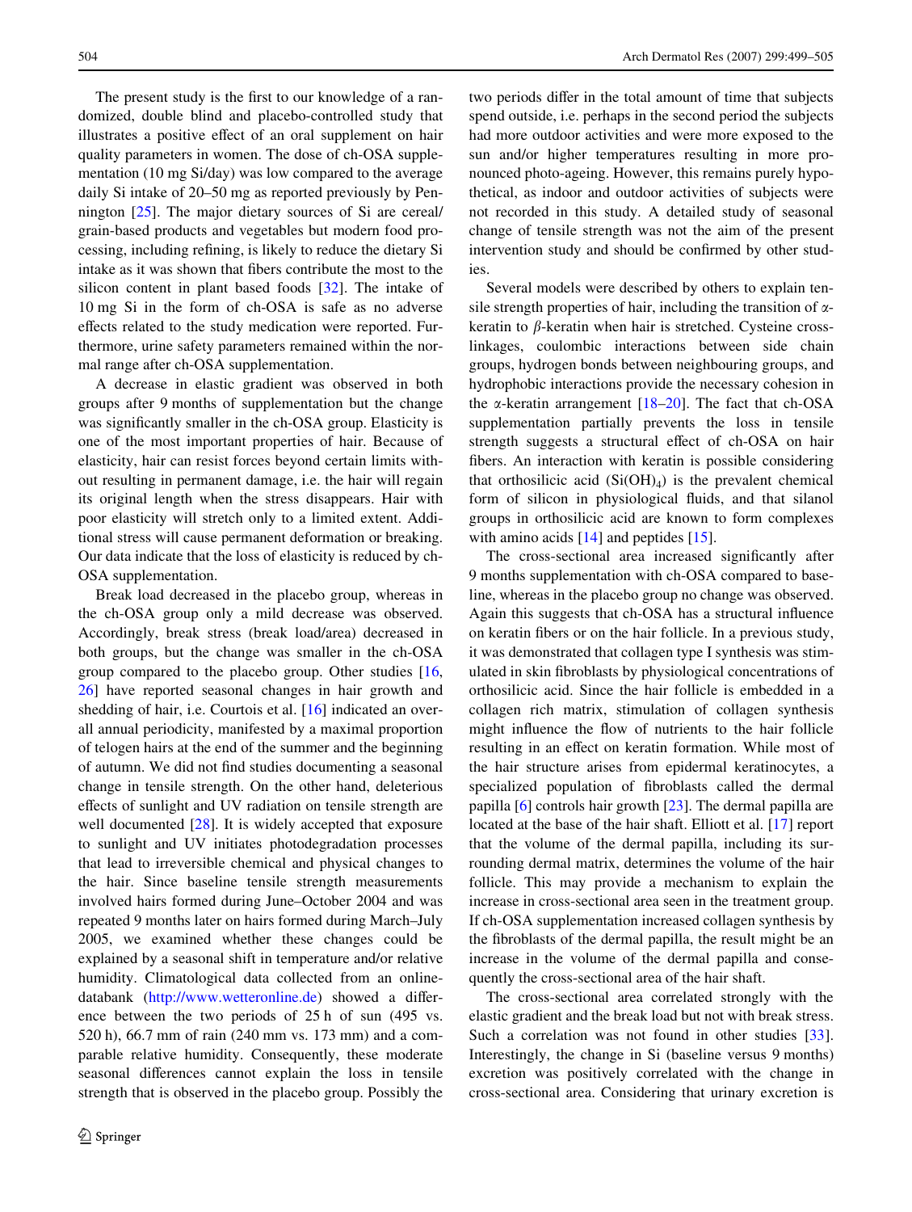The present study is the first to our knowledge of a randomized, double blind and placebo-controlled study that illustrates a positive effect of an oral supplement on hair quality parameters in women. The dose of ch-OSA supplementation (10 mg Si/day) was low compared to the average daily Si intake of 20–50 mg as reported previously by Pennington [25]. The major dietary sources of Si are cereal/grain-based products and vegetables but modern food processing, including refining, is likely to reduce the dietary Si intake as it was shown that fibers contribute the most to the silicon content in plant based foods [32]. The intake of 10 mg Si in the form of ch-OSA is safe as no adverse effects related to the study medication were reported. Furthermore, urine safety parameters remained within the normal range after ch-OSA supplementation.

A decrease in elastic gradient was observed in both groups after 9 months of supplementation but the change was significantly smaller in the ch-OSA group. Elasticity is one of the most important properties of hair. Because of elasticity, hair can resist forces beyond certain limits without resulting in permanent damage, i.e. the hair will regain its original length when the stress disappears. Hair with poor elasticity will stretch only to a limited extent. Additional stress will cause permanent deformation or breaking. Our data indicate that the loss of elasticity is reduced by ch-OSA supplementation.

Break load decreased in the placebo group, whereas in the ch-OSA group only a mild decrease was observed. Accordingly, break stress (break load/area) decreased in both groups, but the change was smaller in the ch-OSA group compared to the placebo group. Other studies [16, 26] have reported seasonal changes in hair growth and shedding of hair, i.e. Courtois et al. [16] indicated an overall annual periodicity, manifested by a maximal proportion of telogen hairs at the end of the summer and the beginning of autumn. We did not find studies documenting a seasonal change in tensile strength. On the other hand, deleterious effects of sunlight and UV radiation on tensile strength are well documented [28]. It is widely accepted that exposure to sunlight and UV initiates photodegradation processes that lead to irreversible chemical and physical changes to the hair. Since baseline tensile strength measurements involved hairs formed during June–October 2004 and was repeated 9 months later on hairs formed during March–July 2005, we examined whether these changes could be explained by a seasonal shift in temperature and/or relative humidity. Climatological data collected from an online-databank (http://www.wetteronline.de) showed a difference between the two periods of 25 h of sun (495 vs. 520 h), 66.7 mm of rain (240 mm vs. 173 mm) and a comparable relative humidity. Consequently, these moderate seasonal differences cannot explain the loss in tensile strength that is observed in the placebo group. Possibly the two periods differ in the total amount of time that subjects spend outside, i.e. perhaps in the second period the subjects had more outdoor activities and were more exposed to the sun and/or higher temperatures resulting in more pronounced photo-ageing. However, this remains purely hypothetical, as indoor and outdoor activities of subjects were not recorded in this study. A detailed study of seasonal change of tensile strength was not the aim of the present intervention study and should be confirmed by other studies.

Several models were described by others to explain tensile strength properties of hair, including the transition of $\alpha$-keratin to $\beta$-keratin when hair is stretched. Cysteine cross-linkages, coulombic interactions between side chain groups, hydrogen bonds between neighbouring groups, and hydrophobic interactions provide the necessary cohesion in the $\alpha$-keratin arrangement [18–20]. The fact that ch-OSA supplementation partially prevents the loss in tensile strength suggests a structural effect of ch-OSA on hair fibers. An interaction with keratin is possible considering that orthosilicic acid ($Si(OH)_4$) is the prevalent chemical form of silicon in physiological fluids, and that silanol groups in orthosilicic acid are known to form complexes with amino acids [14] and peptides [15].

The cross-sectional area increased significantly after 9 months supplementation with ch-OSA compared to baseline, whereas in the placebo group no change was observed. Again this suggests that ch-OSA has a structural influence on keratin fibers or on the hair follicle. In a previous study, it was demonstrated that collagen type I synthesis was stimulated in skin fibroblasts by physiological concentrations of orthosilicic acid. Since the hair follicle is embedded in a collagen rich matrix, stimulation of collagen synthesis might influence the flow of nutrients to the hair follicle resulting in an effect on keratin formation. While most of the hair structure arises from epidermal keratinocytes, a specialized population of fibroblasts called the dermal papilla [6] controls hair growth [23]. The dermal papilla are located at the base of the hair shaft. Elliott et al. [17] report that the volume of the dermal papilla, including its surrounding dermal matrix, determines the volume of the hair follicle. This may provide a mechanism to explain the increase in cross-sectional area seen in the treatment group. If ch-OSA supplementation increased collagen synthesis by the fibroblasts of the dermal papilla, the result might be an increase in the volume of the dermal papilla and consequently the cross-sectional area of the hair shaft.

The cross-sectional area correlated strongly with the elastic gradient and the break load but not with break stress. Such a correlation was not found in other studies [33]. Interestingly, the change in Si (baseline versus 9 months) excretion was positively correlated with the change in cross-sectional area. Considering that urinary excretion is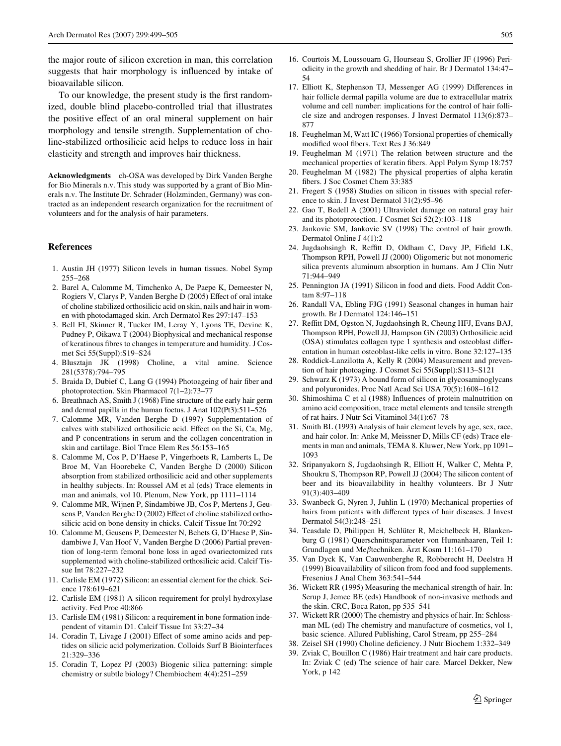the major route of silicon excretion in man, this correlation suggests that hair morphology is influenced by intake of bioavailable silicon.

To our knowledge, the present study is the first randomized, double blind placebo-controlled trial that illustrates the positive effect of an oral mineral supplement on hair morphology and tensile strength. Supplementation of choline-stabilized orthosilicic acid helps to reduce loss in hair elasticity and strength and improves hair thickness.

**Acknowledgments** ch-OSA was developed by Dirk Vanden Berghe for Bio Minerals n.v. This study was supported by a grant of Bio Minerals n.v. The Institute Dr. Schrader (Holzminden, Germany) was contracted as an independent research organization for the recruitment of volunteers and for the analysis of hair parameters.

## References

1. Austin JH (1977) Silicon levels in human tissues. Nobel Symp 255–268
2. Barel A, Calomme M, Timchenko A, De Paepe K, Demeester N, Rogiers V, Clarys P, Vanden Berghe D (2005) Effect of oral intake of choline stabilized orthosilicic acid on skin, nails and hair in women with photodamaged skin. Arch Dermatol Res 297:147–153
3. Bell FI, Skinner R, Tucker IM, Leray Y, Lyons TE, Devine K, Pudney P, Oikawa T (2004) Biophysical and mechanical response of keratinous fibres to changes in temperature and humidity. J Cosmet Sci 55(Suppl):S19–S24
4. Blusztajn JK (1998) Choline, a vital amine. Science 281(5378):794–795
5. Braida D, Dubief C, Lang G (1994) Photoageing of hair fiber and photoprotection. Skin Pharmacol 7(1–2):73–77
6. Breathnach AS, Smith J (1968) Fine structure of the early hair germ and dermal papilla in the human foetus. J Anat 102(Pt3):511–526
7. Calomme MR, Vanden Berghe D (1997) Supplementation of calves with stabilized orthosilicic acid. Effect on the Si, Ca, Mg, and P concentrations in serum and the collagen concentration in skin and cartilage. Biol Trace Elem Res 56:153–165
8. Calomme M, Cos P, D'Haese P, Vingerhoets R, Lamberts L, De Broe M, Van Hoorebeke C, Vanden Berghe D (2000) Silicon absorption from stabilized orthosilicic acid and other supplements in healthy subjects. In: Roussel AM et al (eds) Trace elements in man and animals, vol 10. Plenum, New York, pp 1111–1114
9. Calomme MR, Wijnen P, Sindambiwe JB, Cos P, Mertens J, Geusens P, Vanden Berghe D (2002) Effect of choline stabilized orthosilicic acid on bone density in chicks. Calcif Tissue Int 70:292
10. Calomme M, Geusens P, Demeester N, Behets G, D'Haese P, Sindambiwe J, Van Hoof V, Vanden Berghe D (2006) Partial prevention of long-term femoral bone loss in aged ovariectomized rats supplemented with choline-stabilized orthosilicic acid. Calcif Tissue Int 78:227–232
11. Carlisle EM (1972) Silicon: an essential element for the chick. Science 178:619–621
12. Carlisle EM (1981) A silicon requirement for prolyl hydroxylase activity. Fed Proc 40:866
13. Carlisle EM (1981) Silicon: a requirement in bone formation independent of vitamin D1. Calcif Tissue Int 33:27–34
14. Coradin T, Livage J (2001) Effect of some amino acids and peptides on silicic acid polymerization. Colloids Surf B Biointerfaces 21:329–336
15. Coradin T, Lopez PJ (2003) Biogenic silica patterning: simple chemistry or subtle biology? Chembiochem 4(4):251–259
16. Courtois M, Loussouarn G, Hourseau S, Grollier JF (1996) Periodicity in the growth and shedding of hair. Br J Dermatol 134:47–54
17. Elliott K, Stephenson TJ, Messenger AG (1999) Differences in hair follicle dermal papilla volume are due to extracellular matrix volume and cell number: implications for the control of hair follicle size and androgen responses. J Invest Dermatol 113(6):873–877
18. Feughelman M, Watt IC (1966) Torsional properties of chemically modified wool fibers. Text Res J 36:849
19. Feughelman M (1971) The relation between structure and the mechanical properties of keratin fibers. Appl Polym Symp 18:757
20. Feughelman M (1982) The physical properties of alpha keratin fibers. J Soc Cosmet Chem 33:385
21. Fregert S (1958) Studies on silicon in tissues with special reference to skin. J Invest Dermatol 31(2):95–96
22. Gao T, Bedell A (2001) Ultraviolet damage on natural gray hair and its photoprotection. J Cosmet Sci 52(2):103–118
23. Jankovic SM, Jankovic SV (1998) The control of hair growth. Dermatol Online J 4(1):2
24. Jugdaohsingh R, Reffitt D, Oldham C, Davy JP, Fifield LK, Thompson RPH, Powell JJ (2000) Oligomeric but not monomeric silica prevents aluminum absorption in humans. Am J Clin Nutr 71:944–949
25. Pennington JA (1991) Silicon in food and diets. Food Addit Contam 8:97–118
26. Randall VA, Ebling FJG (1991) Seasonal changes in human hair growth. Br J Dermatol 124:146–151
27. Reffitt DM, Ogston N, Jugdaohsingh R, Cheung HFJ, Evans BAJ, Thompson RPH, Powell JJ, Hampson GN (2003) Orthosilicic acid (OSA) stimulates collagen type 1 synthesis and osteoblast differentation in human osteoblast-like cells in vitro. Bone 32:127–135
28. Roddick-Lanzilotta A, Kelly R (2004) Measurement and prevention of hair photoaging. J Cosmet Sci 55(Suppl):S113–S121
29. Schwarz K (1973) A bound form of silicon in glycosaminoglycans and polyuronides. Proc Natl Acad Sci USA 70(5):1608–1612
30. Shimoshima C et al (1988) Influences of protein malnutrition on amino acid composition, trace metal elements and tensile strength of rat hairs. J Nutr Sci Vitaminol 34(1):67–78
31. Smith BL (1993) Analysis of hair element levels by age, sex, race, and hair color. In: Anke M, Meissner D, Mills CF (eds) Trace elements in man and animals, TEMA 8. Kluwer, New York, pp 1091–1093
32. Sripanyakorn S, Jugdaohsingh R, Elliott H, Walker C, Mehta P, Shoukru S, Thompson RP, Powell JJ (2004) The silicon content of beer and its bioavailability in healthy volunteers. Br J Nutr 91(3):403–409
33. Swanbeck G, Nyren J, Juhlin L (1970) Mechanical properties of hairs from patients with different types of hair diseases. J Invest Dermatol 54(3):248–251
34. Teasdale D, Philippen H, Schlüter R, Meichelbeck H, Blankenburg G (1981) Querschnittsparameter von Humanhaaren, Teil 1: Grundlagen und Meβtechniken. Ärzt Kosm 11:161–170
35. Van Dyck K, Van Cauwenberghe R, Robberecht H, Deelstra H (1999) Bioavailability of silicon from food and food supplements. Fresenius J Anal Chem 363:541–544
36. Wickett RR (1995) Measuring the mechanical strength of hair. In: Serup J, Jemec BE (eds) Handbook of non-invasive methods and the skin. CRC, Boca Raton, pp 535–541
37. Wickett RR (2000) The chemistry and physics of hair. In: Schlossman ML (ed) The chemistry and manufacture of cosmetics, vol 1, basic science. Allured Publishing, Carol Stream, pp 255–284
38. Zeisel SH (1990) Choline deficiency. J Nutr Biochem 1:332–349
39. Zviak C, Bouillon C (1986) Hair treatment and hair care products. In: Zviak C (ed) The science of hair care. Marcel Dekker, New York, p 142